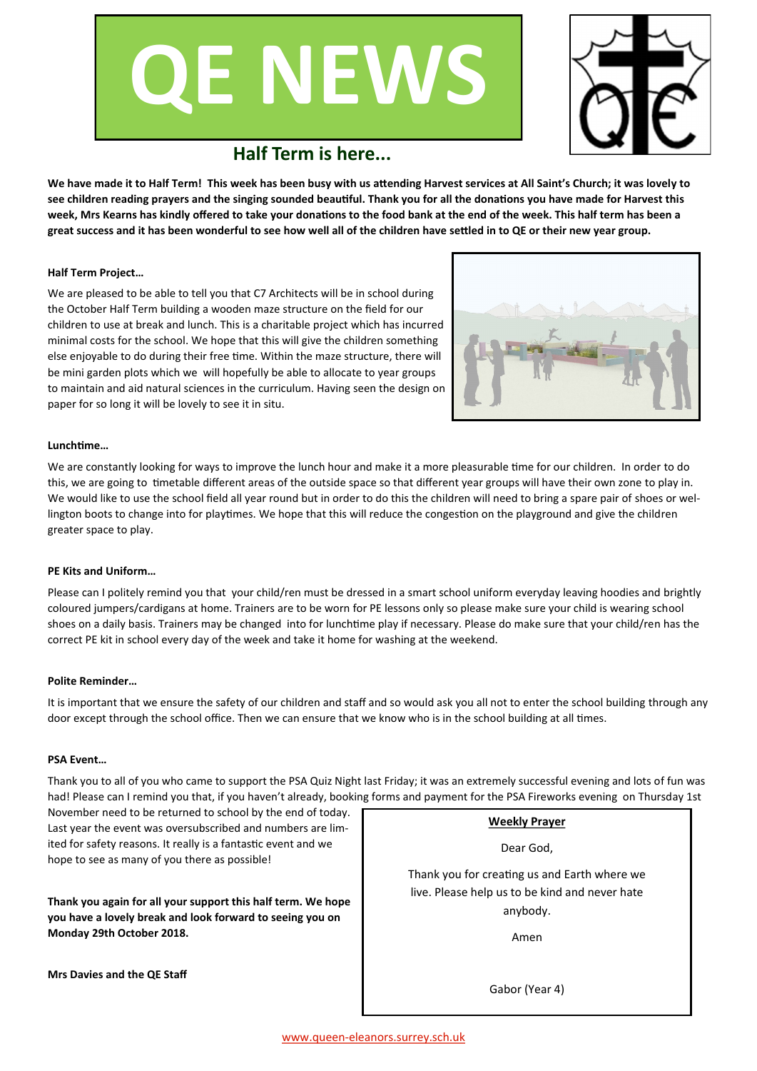# QE NEWS

## Half Term is here...

**We have made it to Half Term! This week has been busy with us attending Harvest services at All Saint's Church; it was lovely to see children reading prayers and the singing sounded beautiful. Thank you for all the donations you have made for Harvest this week, Mrs Kearns has kindly offered to take your donations to the food bank at the end of the week. This half term has been a great success and it has been wonderful to see how well all of the children have settled in to QE or their new year group.**

**Half Term Project…**

We are pleased to be able to tell you that C7 Architects will be in school during the October Half Term building a wooden maze structure on the field for our children to use at break and lunch. This is a charitable project which has incurred minimal costs for the school. We hope that this will give the children something else enjoyable to do during their free time. Within the maze structure, there will be mini garden plots which we will hopefully be able to allocate to year groups to maintain and aid natural sciences in the curriculum. Having seen the design on paper for so long it will be lovely to see it in situ.

**Lunchtime…**

We are constantly looking for ways to improve the lunch hour and make it a more pleasurable time for our children. In order to do this, we are going to timetable different areas of the outside space so that different year groups will have their own zone to play in. We would like to use the school field all year round but in order to do this the children will need to bring a spare pair of shoes or wellington boots to change into for playtimes. We hope that this will reduce the congestion on the playground and give the children greater space to play.

**PE Kits and Uniform…**

Please can I politely remind you that your child/ren must be dressed in a smart school uniform everyday leaving hoodies and brightly coloured jumpers/cardigans at home. Trainers are to be worn for PE lessons only so please make sure your child is wearing school shoes on a daily basis. Trainers may be changed into for lunchtime play if necessary. Please do make sure that your child/ren has the correct PE kit in school every day of the week and take it home for washing at the weekend.

**Polite Reminder…**

It is important that we ensure the safety of our children and staff and so would ask you all not to enter the school building through any door except through the school office. Then we can ensure that we know who is in the school building at all times.

**PSA Event…**

Thank you to all of you who came to support the PSA Quiz Night last Friday; it was an extremely successful evening and lots of fun was had! Please can I remind you that, if you haven't already, booking forms and payment for the PSA Fireworks evening on Thursday 1st November need to be returned to school by the end of today. Last year the event was oversubscribed and numbers are limited for safety reasons. It really is a fantastic event and we hope to see as many of you there as possible!

**Thank you again for all your support this half term. We hope you have a lovely break and look forward to seeing you on Monday 29th October 2018.**

**Mrs Davies and the QE Staff**

**Weekly Prayer**

Dear God,

Thank you for creating us and Earth where we live. Please help us to be kind and never hate anybody.

Amen

Gabor (Year 4)

www.queen-eleanors.surrey.sch.uk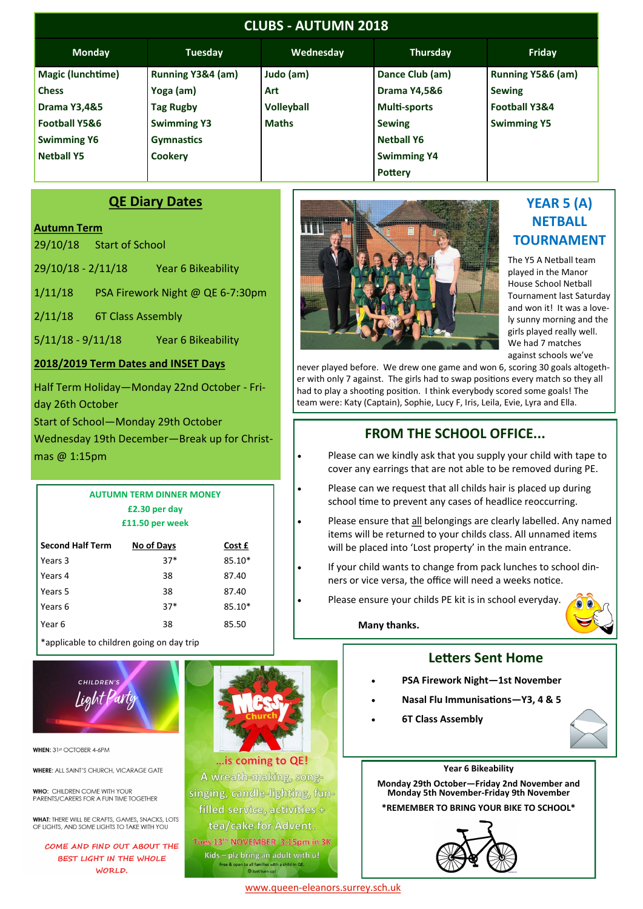## CLUBS - AUTUMN 2018

| Monday | Tuesday | Wednesday | Thursday | Friday |
|---|---|---|---|---|
| Magic (lunchtime) | Running Y3&4 (am) | Judo (am) | Dance Club (am) | Running Y5&6 (am) |
| Chess | Yoga (am) | Art | Drama Y4,5&6 | Sewing |
| Drama Y3,4&5 | Tag Rugby | Volleyball | Multi-sports | Football Y3&4 |
| Football Y5&6 | Swimming Y3 | Maths | Sewing | Swimming Y5 |
| Swimming Y6 | Gymnastics | | Netball Y6 | |
| Netball Y5 | Cookery | | Swimming Y4 | |
| | | | Pottery | |

## QE Diary Dates

**Autumn Term**

29/10/18 Start of School

29/10/18 - 2/11/18 Year 6 Bikeability

1/11/18 PSA Firework Night @ QE 6-7:30pm

2/11/18 6T Class Assembly

5/11/18 - 9/11/18 Year 6 Bikeability

**2018/2019 Term Dates and INSET Days**

Half Term Holiday—Monday 22nd October - Friday 26th October

Start of School—Monday 29th October

Wednesday 19th December—Break up for Christmas @ 1:15pm

**AUTUMN TERM DINNER MONEY**
**£2.30 per day**
**£11.50 per week**

| Second Half Term | No of Days | Cost £ |
|---|---|---|
| Years 3 | 37* | 85.10* |
| Years 4 | 38 | 87.40 |
| Years 5 | 38 | 87.40 |
| Years 6 | 37* | 85.10* |
| Year 6 | 38 | 85.50 |

*applicable to children going on day trip

## YEAR 5 (A) NETBALL TOURNAMENT

The Y5 A Netball team played in the Manor House School Netball Tournament last Saturday and won it! It was a lovely sunny morning and the girls played really well. We had 7 matches against schools we've never played before. We drew one game and won 6, scoring 30 goals altogether with only 7 against. The girls had to swap positions every match so they all had to play a shooting position. I think everybody scored some goals! The team were: Katy (Captain), Sophie, Lucy F, Iris, Leila, Evie, Lyra and Ella.

## FROM THE SCHOOL OFFICE...

- Please can we kindly ask that you supply your child with tape to cover any earrings that are not able to be removed during PE.
- Please can we request that all childs hair is placed up during school time to prevent any cases of headlice reoccurring.
- Please ensure that all belongings are clearly labelled. Any named items will be returned to your childs class. All unnamed items will be placed into 'Lost property' in the main entrance.
- If your child wants to change from pack lunches to school dinners or vice versa, the office will need a weeks notice.
- Please ensure your childs PE kit is in school everyday.

**Many thanks.**

CHILDREN'S Light Party

**WHEN:** 31st OCTOBER 4-6PM

**WHERE:** ALL SAINT'S CHURCH, VICARAGE GATE

**WHO:** CHILDREN COME WITH YOUR PARENTS/CARERS FOR A FUN TIME TOGETHER

**WHAT:** THERE WILL BE CRAFTS, GAMES, SNACKS, LOTS OF LIGHTS, AND SOME LIGHTS TO TAKE WITH YOU

*COME AND FIND OUT ABOUT THE BEST LIGHT IN THE WHOLE WORLD.*

Messy Church

...is coming to QE!

A wreath-making, song-singing, candle-lighting, fun-filled service, activities + tea/cake for Advent.

Tues 13th NOVEMBER 3.15pm in 3K

Kids – plz bring an adult with u!

Free & open to all families with a child in QE. © Just turn up!

## Letters Sent Home

- PSA Firework Night—1st November
- Nasal Flu Immunisations—Y3, 4 & 5
- 6T Class Assembly

**Year 6 Bikeability**

**Monday 29th October—Friday 2nd November and Monday 5th November-Friday 9th November**

***REMEMBER TO BRING YOUR BIKE TO SCHOOL***

www.queen-eleanors.surrey.sch.uk